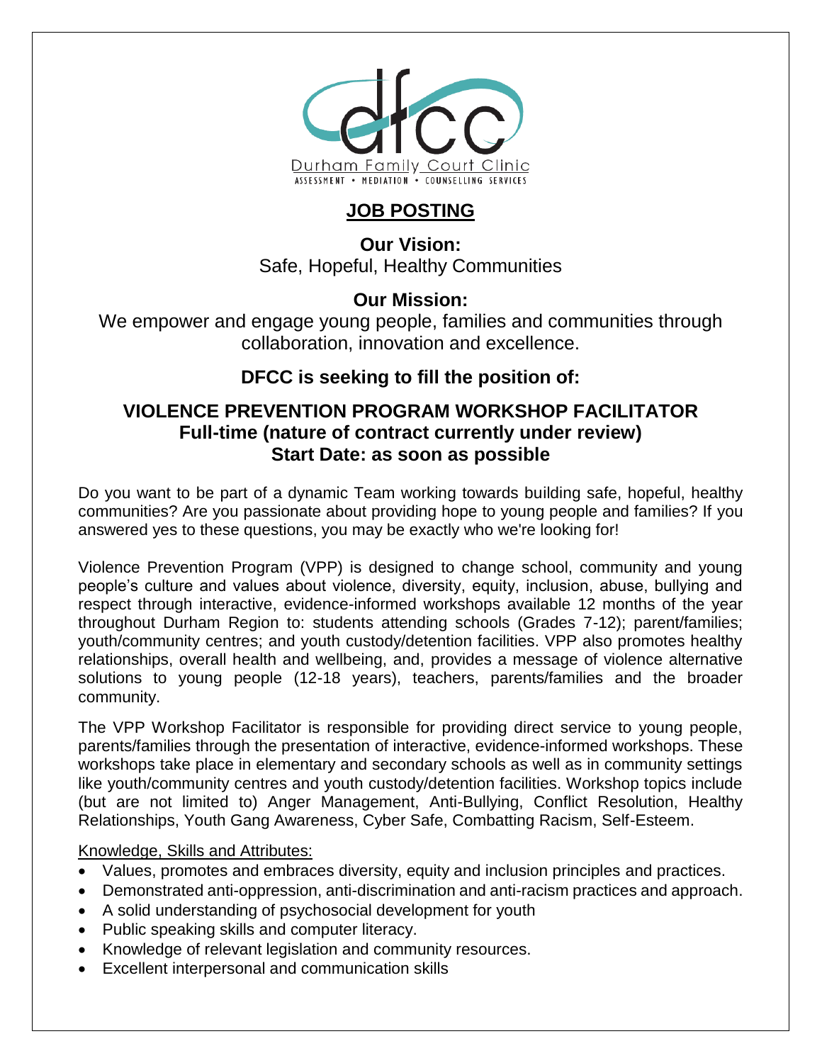Durham Family Court Clinic
ASSESSMENT • MEDIATION • COUNSELLING SERVICES

# JOB POSTING

**Our Vision:**
Safe, Hopeful, Healthy Communities

**Our Mission:**
We empower and engage young people, families and communities through collaboration, innovation and excellence.

**DFCC is seeking to fill the position of:**

## VIOLENCE PREVENTION PROGRAM WORKSHOP FACILITATOR
**Full-time (nature of contract currently under review)**
**Start Date: as soon as possible**

Do you want to be part of a dynamic Team working towards building safe, hopeful, healthy communities? Are you passionate about providing hope to young people and families? If you answered yes to these questions, you may be exactly who we're looking for!

Violence Prevention Program (VPP) is designed to change school, community and young people's culture and values about violence, diversity, equity, inclusion, abuse, bullying and respect through interactive, evidence-informed workshops available 12 months of the year throughout Durham Region to: students attending schools (Grades 7-12); parent/families; youth/community centres; and youth custody/detention facilities. VPP also promotes healthy relationships, overall health and wellbeing, and, provides a message of violence alternative solutions to young people (12-18 years), teachers, parents/families and the broader community.

The VPP Workshop Facilitator is responsible for providing direct service to young people, parents/families through the presentation of interactive, evidence-informed workshops. These workshops take place in elementary and secondary schools as well as in community settings like youth/community centres and youth custody/detention facilities. Workshop topics include (but are not limited to) Anger Management, Anti-Bullying, Conflict Resolution, Healthy Relationships, Youth Gang Awareness, Cyber Safe, Combatting Racism, Self-Esteem.

Knowledge, Skills and Attributes:

- Values, promotes and embraces diversity, equity and inclusion principles and practices.
- Demonstrated anti-oppression, anti-discrimination and anti-racism practices and approach.
- A solid understanding of psychosocial development for youth
- Public speaking skills and computer literacy.
- Knowledge of relevant legislation and community resources.
- Excellent interpersonal and communication skills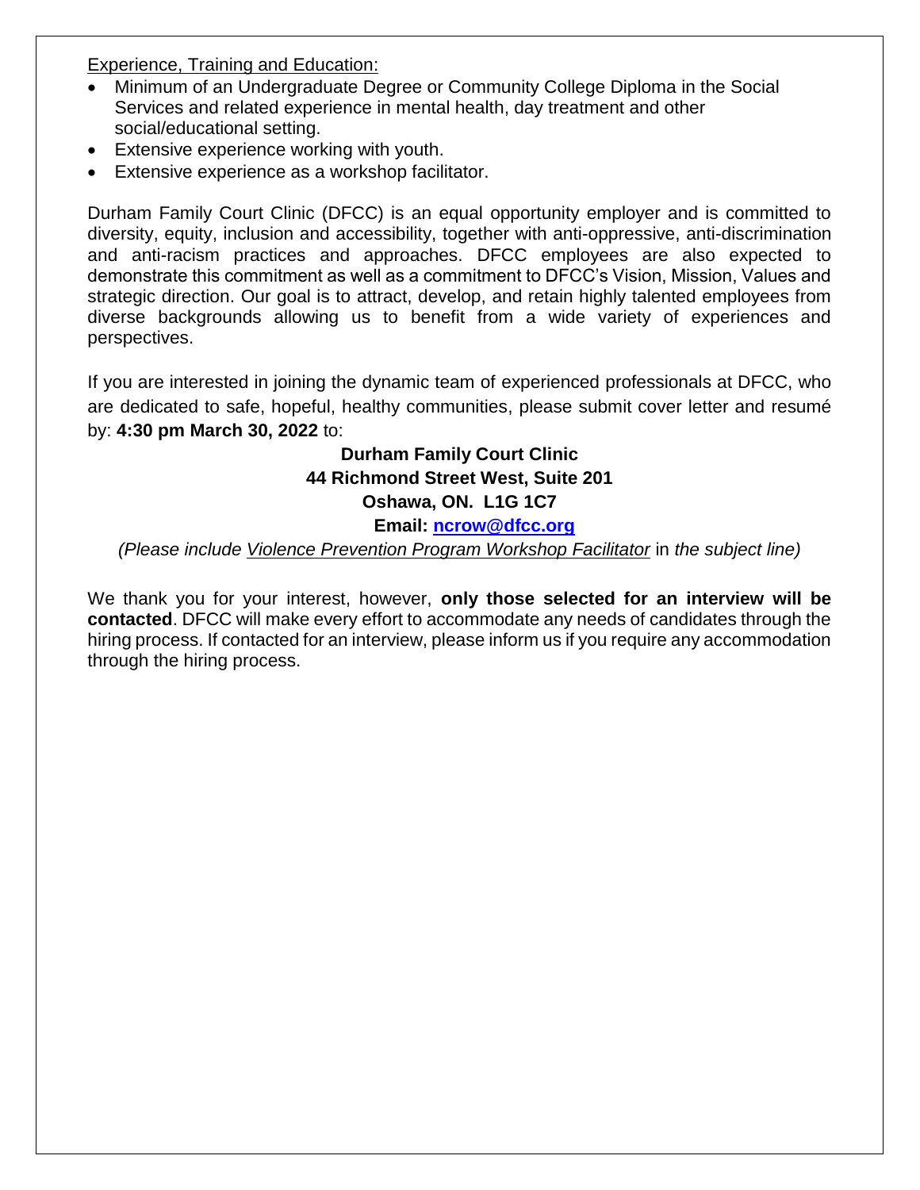Experience, Training and Education:

- Minimum of an Undergraduate Degree or Community College Diploma in the Social Services and related experience in mental health, day treatment and other social/educational setting.
- Extensive experience working with youth.
- Extensive experience as a workshop facilitator.

Durham Family Court Clinic (DFCC) is an equal opportunity employer and is committed to diversity, equity, inclusion and accessibility, together with anti-oppressive, anti-discrimination and anti-racism practices and approaches. DFCC employees are also expected to demonstrate this commitment as well as a commitment to DFCC's Vision, Mission, Values and strategic direction. Our goal is to attract, develop, and retain highly talented employees from diverse backgrounds allowing us to benefit from a wide variety of experiences and perspectives.

If you are interested in joining the dynamic team of experienced professionals at DFCC, who are dedicated to safe, hopeful, healthy communities, please submit cover letter and resumé by: **4:30 pm March 30, 2022** to:

**Durham Family Court Clinic**
**44 Richmond Street West, Suite 201**
**Oshawa, ON. L1G 1C7**
**Email: ncrow@dfcc.org**

*(Please include Violence Prevention Program Workshop Facilitator in the subject line)*

We thank you for your interest, however, **only those selected for an interview will be contacted**. DFCC will make every effort to accommodate any needs of candidates through the hiring process. If contacted for an interview, please inform us if you require any accommodation through the hiring process.